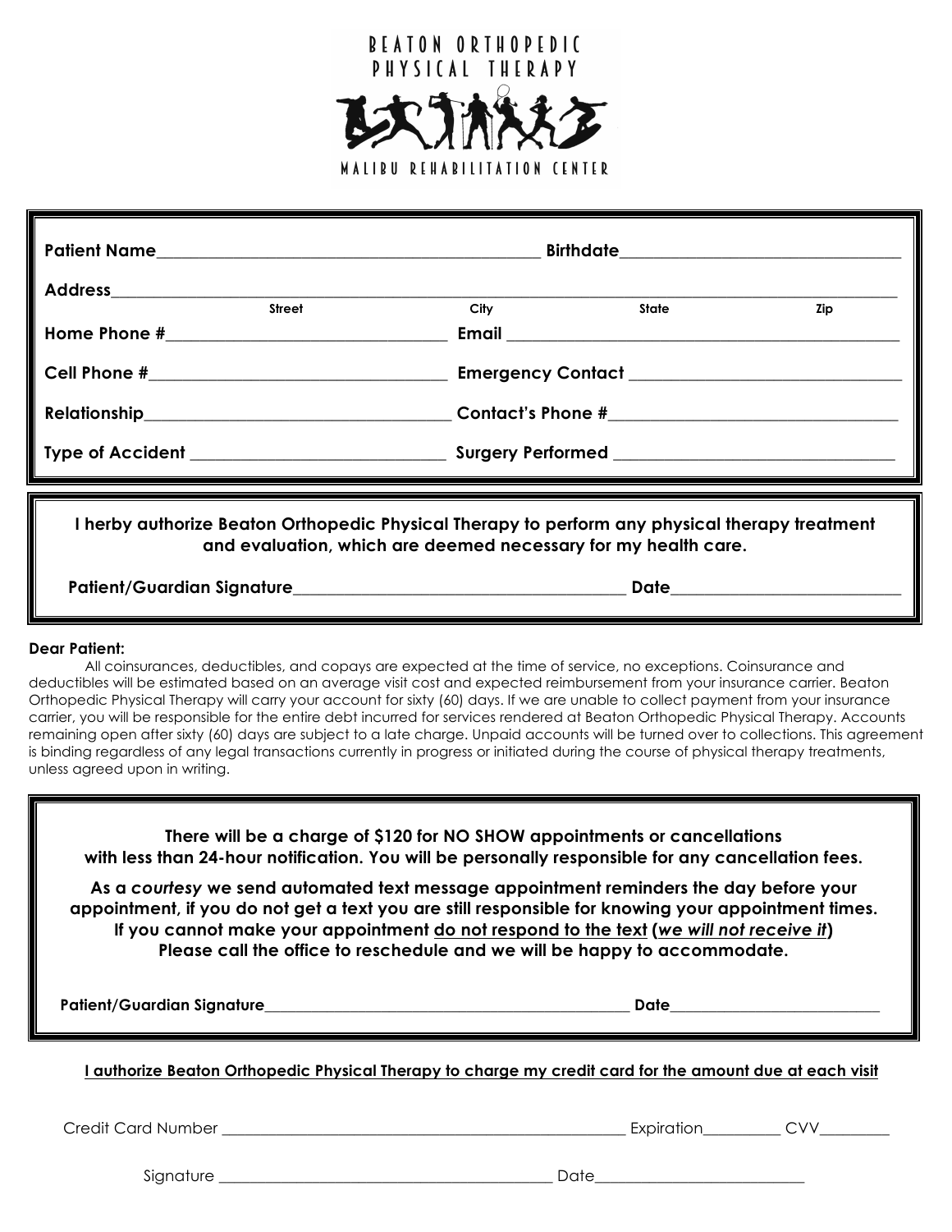# BEATON ORTHOPEDIC PHYSICAL THERAPY

MALIBU REHABILITATION CENTER

**Patient Name**_______________________________________________ **Birthdate**_________________________________

**Address**_____________________________________________________________________________________________
Street　　　　　　　　City　　　　　　　　State　　　　　　　　Zip

**Home Phone #**_________________________________ **Email** _____________________________________________

**Cell Phone #**_________________________________ **Emergency Contact** ______________________________

**Relationship**__________________________________ **Contact's Phone #**_________________________________

**Type of Accident** _____________________________ **Surgery Performed** ________________________________

**I herby authorize Beaton Orthopedic Physical Therapy to perform any physical therapy treatment and evaluation, which are deemed necessary for my health care.**

**Patient/Guardian Signature**_________________________________________ **Date**___________________________

**Dear Patient:**

All coinsurances, deductibles, and copays are expected at the time of service, no exceptions. Coinsurance and deductibles will be estimated based on an average visit cost and expected reimbursement from your insurance carrier. Beaton Orthopedic Physical Therapy will carry your account for sixty (60) days. If we are unable to collect payment from your insurance carrier, you will be responsible for the entire debt incurred for services rendered at Beaton Orthopedic Physical Therapy. Accounts remaining open after sixty (60) days are subject to a late charge. Unpaid accounts will be turned over to collections. This agreement is binding regardless of any legal transactions currently in progress or initiated during the course of physical therapy treatments, unless agreed upon in writing.

**There will be a charge of $120 for NO SHOW appointments or cancellations with less than 24-hour notification. You will be personally responsible for any cancellation fees.**

**As a *courtesy* we send automated text message appointment reminders the day before your appointment, if you do not get a text you are still responsible for knowing your appointment times. If you cannot make your appointment <u>do not respond to the text</u> (*<u>we will not receive it</u>*) Please call the office to reschedule and we will be happy to accommodate.**

**Patient/Guardian Signature**_________________________________________________ **Date**___________________________

**<u>I authorize Beaton Orthopedic Physical Therapy to charge my credit card for the amount due at each visit</u>**

Credit Card Number ______________________________________________________ Expiration__________ CVV_________

Signature _____________________________________________ Date___________________________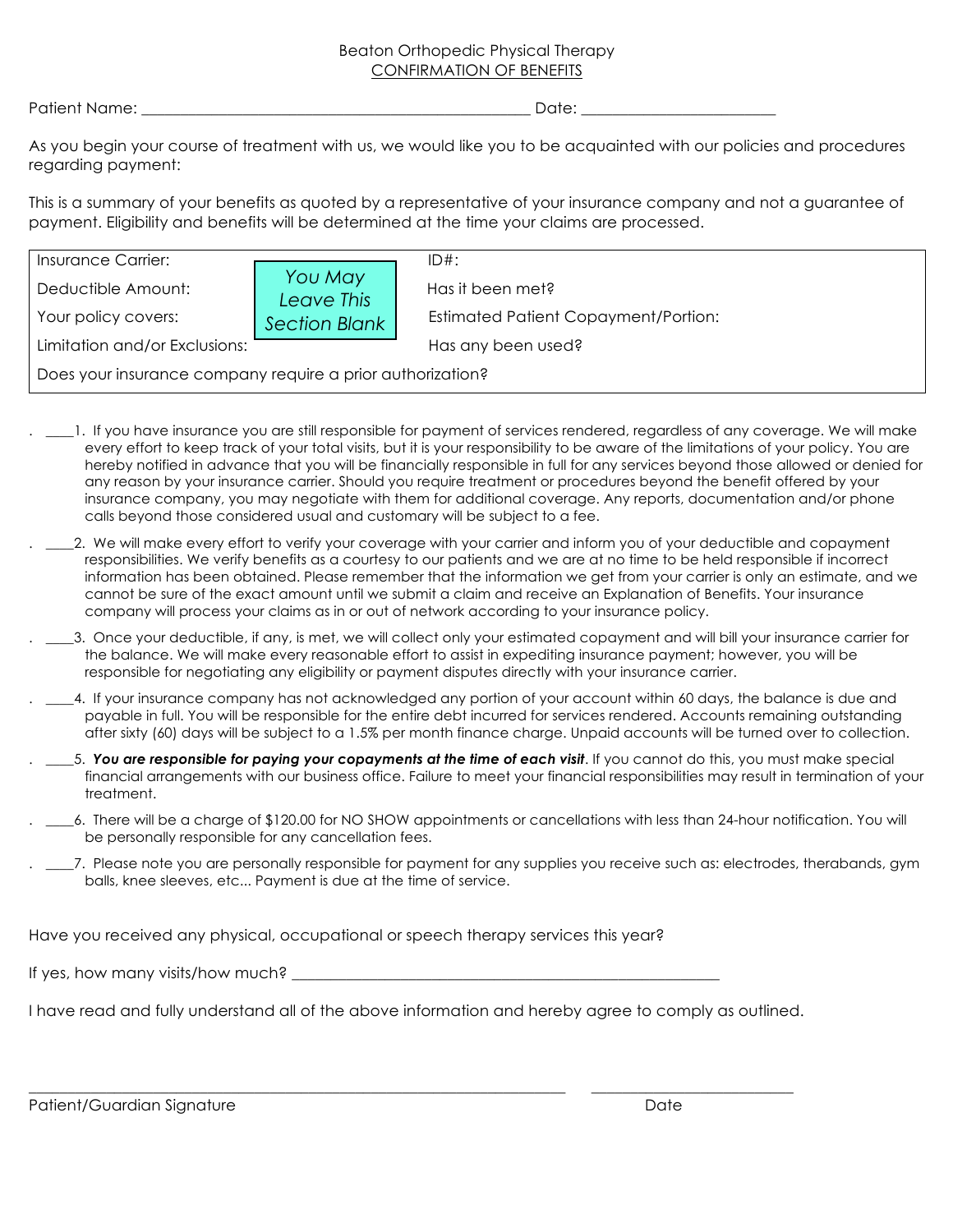Beaton Orthopedic Physical Therapy

CONFIRMATION OF BENEFITS

Patient Name: ________________________________________________ Date: ________________________

As you begin your course of treatment with us, we would like you to be acquainted with our policies and procedures regarding payment:

This is a summary of your benefits as quoted by a representative of your insurance company and not a guarantee of payment. Eligibility and benefits will be determined at the time your claims are processed.

| | |
|---|---|
| Insurance Carrier: | ID#: |
| Deductible Amount: | Has it been met? |
| Your policy covers: | Estimated Patient Copayment/Portion: |
| Limitation and/or Exclusions: | Has any been used? |
| Does your insurance company require a prior authorization? | |

*You May Leave This Section Blank*

. ____1. If you have insurance you are still responsible for payment of services rendered, regardless of any coverage. We will make every effort to keep track of your total visits, but it is your responsibility to be aware of the limitations of your policy. You are hereby notified in advance that you will be financially responsible in full for any services beyond those allowed or denied for any reason by your insurance carrier. Should you require treatment or procedures beyond the benefit offered by your insurance company, you may negotiate with them for additional coverage. Any reports, documentation and/or phone calls beyond those considered usual and customary will be subject to a fee.

. ____2. We will make every effort to verify your coverage with your carrier and inform you of your deductible and copayment responsibilities. We verify benefits as a courtesy to our patients and we are at no time to be held responsible if incorrect information has been obtained. Please remember that the information we get from your carrier is only an estimate, and we cannot be sure of the exact amount until we submit a claim and receive an Explanation of Benefits. Your insurance company will process your claims as in or out of network according to your insurance policy.

. ____3. Once your deductible, if any, is met, we will collect only your estimated copayment and will bill your insurance carrier for the balance. We will make every reasonable effort to assist in expediting insurance payment; however, you will be responsible for negotiating any eligibility or payment disputes directly with your insurance carrier.

. ____4. If your insurance company has not acknowledged any portion of your account within 60 days, the balance is due and payable in full. You will be responsible for the entire debt incurred for services rendered. Accounts remaining outstanding after sixty (60) days will be subject to a 1.5% per month finance charge. Unpaid accounts will be turned over to collection.

. ____5. ***You are responsible for paying your copayments at the time of each visit***. If you cannot do this, you must make special financial arrangements with our business office. Failure to meet your financial responsibilities may result in termination of your treatment.

. ____6. There will be a charge of $120.00 for NO SHOW appointments or cancellations with less than 24-hour notification. You will be personally responsible for any cancellation fees.

. ____7. Please note you are personally responsible for payment for any supplies you receive such as: electrodes, therabands, gym balls, knee sleeves, etc... Payment is due at the time of service.

Have you received any physical, occupational or speech therapy services this year?

If yes, how many visits/how much? ________________________________________________________

I have read and fully understand all of the above information and hereby agree to comply as outlined.

_____________________________________________________________ ________________________

Patient/Guardian Signature Date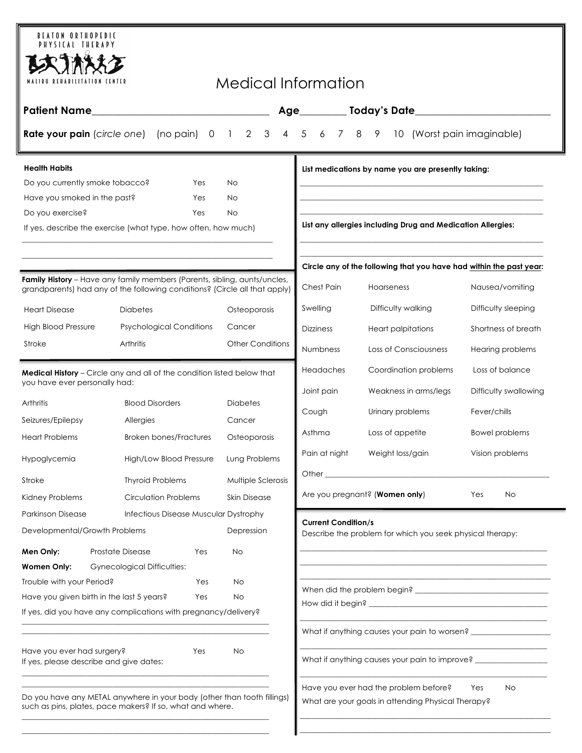BEATON ORTHOPEDIC PHYSICAL THERAPY
MALIBU REHABILITATION CENTER

# Medical Information

**Patient Name**___________________________________ **Age**_________ **Today's Date**___________________________

**Rate your pain** (*circle one*) (no pain) 0 1 2 3 4 5 6 7 8 9 10 (Worst pain imaginable)

### Health Habits

| | | |
|---|---|---|
| Do you currently smoke tobacco? | Yes | No |
| Have you smoked in the past? | Yes | No |
| Do you exercise? | Yes | No |

If yes, describe the exercise (what type, how often, how much)

_______________________________________________________________

_______________________________________________________________

**Family History** – Have any family members (Parents, sibling, aunts/uncles, grandparents) had any of the following conditions? (Circle all that apply)

| | | |
|---|---|---|
| Heart Disease | Diabetes | Osteoporosis |
| High Blood Pressure | Psychological Conditions | Cancer |
| Stroke | Arthritis | Other Conditions |

**Medical History** – Circle any and all of the condition listed below that you have ever personally had:

| | | |
|---|---|---|
| Arthritis | Blood Disorders | Diabetes |
| Seizures/Epilepsy | Allergies | Cancer |
| Heart Problems | Broken bones/Fractures | Osteoporosis |
| Hypoglycemia | High/Low Blood Pressure | Lung Problems |
| Stroke | Thyroid Problems | Multiple Sclerosis |
| Kidney Problems | Circulation Problems | Skin Disease |
| Parkinson Disease | Infectious Disease | Muscular Dystrophy |
| Developmental/Growth Problems | | Depression |

**Men Only:** Prostate Disease Yes No

**Women Only:** Gynecological Difficulties:

| | | |
|---|---|---|
| Trouble with your Period? | Yes | No |
| Have you given birth in the last 5 years? | Yes | No |

If yes, did you have any complications with pregnancy/delivery?

_______________________________________________________________

_______________________________________________________________

Have you ever had surgery? Yes No

If yes, please describe and give dates:

_______________________________________________________________

_______________________________________________________________

Do you have any METAL anywhere in your body (other than tooth fillings) such as pins, plates, pace makers? If so, what and where.

_______________________________________________________________

_______________________________________________________________

**List medications by name you are presently taking:**

_______________________________________________________________

_______________________________________________________________

_______________________________________________________________

**List any allergies including Drug and Medication Allergies:**

_______________________________________________________________

_______________________________________________________________

**Circle any of the following that you have had within the past year:**

| | | |
|---|---|---|
| Chest Pain | Hoarseness | Nausea/vomiting |
| Swelling | Difficulty walking | Difficulty sleeping |
| Dizziness | Heart palpitations | Shortness of breath |
| Numbness | Loss of Consciousness | Hearing problems |
| Headaches | Coordination problems | Loss of balance |
| Joint pain | Weakness in arms/legs | Difficulty swallowing |
| Cough | Urinary problems | Fever/chills |
| Asthma | Loss of appetite | Bowel problems |
| Pain at night | Weight loss/gain | Vision problems |

Other _______________________________________________________________

Are you pregnant? (**Women only**) Yes No

### Current Condition/s

Describe the problem for which you seek physical therapy:

_______________________________________________________________

_______________________________________________________________

_______________________________________________________________

When did the problem begin? ___________________________________

How did it begin? ___________________________________________

_______________________________________________________________

What if anything causes your pain to worsen? ____________________

_______________________________________________________________

What if anything causes your pain to improve? ___________________

_______________________________________________________________

Have you ever had the problem before? Yes No

What are your goals in attending Physical Therapy?

_______________________________________________________________

_______________________________________________________________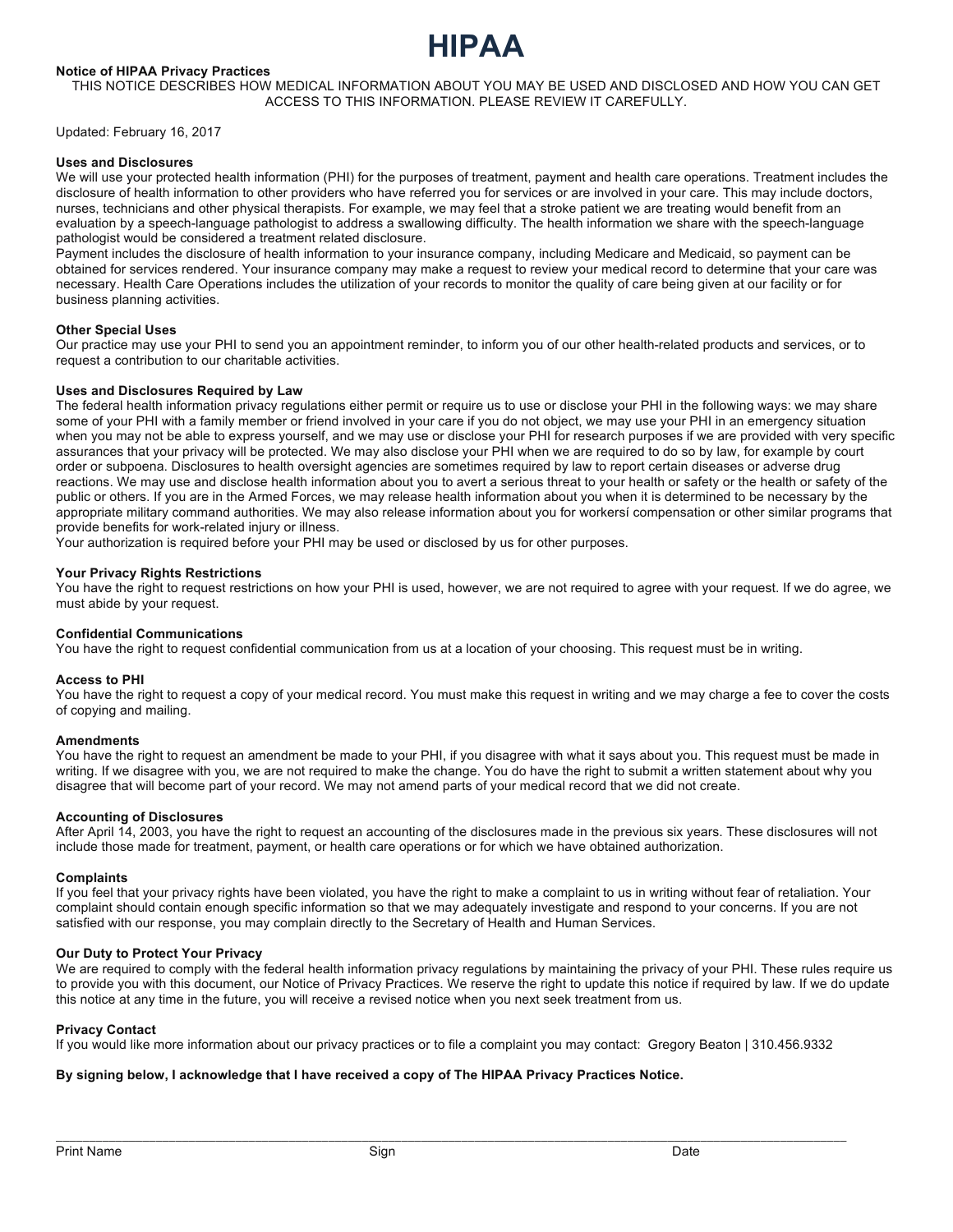# HIPAA

**Notice of HIPAA Privacy Practices**

THIS NOTICE DESCRIBES HOW MEDICAL INFORMATION ABOUT YOU MAY BE USED AND DISCLOSED AND HOW YOU CAN GET ACCESS TO THIS INFORMATION. PLEASE REVIEW IT CAREFULLY.

Updated: February 16, 2017

**Uses and Disclosures**

We will use your protected health information (PHI) for the purposes of treatment, payment and health care operations. Treatment includes the disclosure of health information to other providers who have referred you for services or are involved in your care. This may include doctors, nurses, technicians and other physical therapists. For example, we may feel that a stroke patient we are treating would benefit from an evaluation by a speech-language pathologist to address a swallowing difficulty. The health information we share with the speech-language pathologist would be considered a treatment related disclosure.

Payment includes the disclosure of health information to your insurance company, including Medicare and Medicaid, so payment can be obtained for services rendered. Your insurance company may make a request to review your medical record to determine that your care was necessary. Health Care Operations includes the utilization of your records to monitor the quality of care being given at our facility or for business planning activities.

**Other Special Uses**

Our practice may use your PHI to send you an appointment reminder, to inform you of our other health-related products and services, or to request a contribution to our charitable activities.

**Uses and Disclosures Required by Law**

The federal health information privacy regulations either permit or require us to use or disclose your PHI in the following ways: we may share some of your PHI with a family member or friend involved in your care if you do not object, we may use your PHI in an emergency situation when you may not be able to express yourself, and we may use or disclose your PHI for research purposes if we are provided with very specific assurances that your privacy will be protected. We may also disclose your PHI when we are required to do so by law, for example by court order or subpoena. Disclosures to health oversight agencies are sometimes required by law to report certain diseases or adverse drug reactions. We may use and disclose health information about you to avert a serious threat to your health or safety or the health or safety of the public or others. If you are in the Armed Forces, we may release health information about you when it is determined to be necessary by the appropriate military command authorities. We may also release information about you for workersí compensation or other similar programs that provide benefits for work-related injury or illness.

Your authorization is required before your PHI may be used or disclosed by us for other purposes.

**Your Privacy Rights Restrictions**

You have the right to request restrictions on how your PHI is used, however, we are not required to agree with your request. If we do agree, we must abide by your request.

**Confidential Communications**

You have the right to request confidential communication from us at a location of your choosing. This request must be in writing.

**Access to PHI**

You have the right to request a copy of your medical record. You must make this request in writing and we may charge a fee to cover the costs of copying and mailing.

**Amendments**

You have the right to request an amendment be made to your PHI, if you disagree with what it says about you. This request must be made in writing. If we disagree with you, we are not required to make the change. You do have the right to submit a written statement about why you disagree that will become part of your record. We may not amend parts of your medical record that we did not create.

**Accounting of Disclosures**

After April 14, 2003, you have the right to request an accounting of the disclosures made in the previous six years. These disclosures will not include those made for treatment, payment, or health care operations or for which we have obtained authorization.

**Complaints**

If you feel that your privacy rights have been violated, you have the right to make a complaint to us in writing without fear of retaliation. Your complaint should contain enough specific information so that we may adequately investigate and respond to your concerns. If you are not satisfied with our response, you may complain directly to the Secretary of Health and Human Services.

**Our Duty to Protect Your Privacy**

We are required to comply with the federal health information privacy regulations by maintaining the privacy of your PHI. These rules require us to provide you with this document, our Notice of Privacy Practices. We reserve the right to update this notice if required by law. If we do update this notice at any time in the future, you will receive a revised notice when you next seek treatment from us.

**Privacy Contact**

If you would like more information about our privacy practices or to file a complaint you may contact: Gregory Beaton | 310.456.9332

**By signing below, I acknowledge that I have received a copy of The HIPAA Privacy Practices Notice.**

______________________________________________________________________________

Print Name | Sign | Date